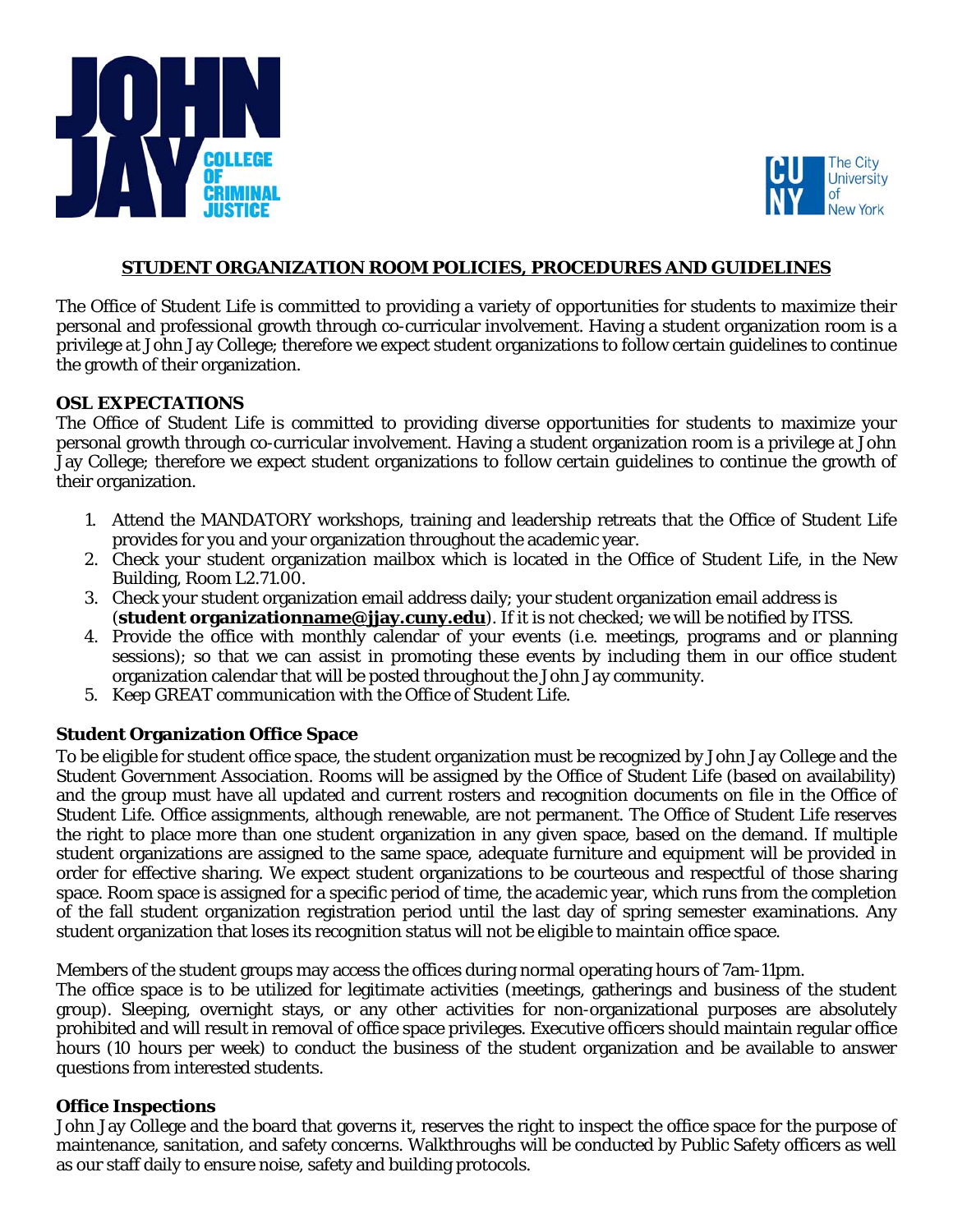## STUDENT ORGANIZATION ROOM POLICIES, PROCEDURES AND GUIDELINES

The Office of Student Life is committed to providing a variety of opportunities for students to maximize their personal and professional growth through co-curricular involvement. Having a student organization room is a privilege at John Jay College; therefore we expect student organizations to follow certain guidelines to continue the growth of their organization.

### OSL EXPECTATIONS

The Office of Student Life is committed to providing diverse opportunities for students to maximize your personal growth through co-curricular involvement. Having a student organization room is a privilege at John Jay College; therefore we expect student organizations to follow certain guidelines to continue the growth of their organization.

1. Attend the MANDATORY workshops, training and leadership retreats that the Office of Student Life provides for you and your organization throughout the academic year.
2. Check your student organization mailbox which is located in the Office of Student Life, in the New Building, Room L2.71.00.
3. Check your student organization email address daily; your student organization email address is (**student organizationname@jjay.cuny.edu**). If it is not checked; we will be notified by ITSS.
4. Provide the office with monthly calendar of your events (i.e. meetings, programs and or planning sessions); so that we can assist in promoting these events by including them in our office student organization calendar that will be posted throughout the John Jay community.
5. Keep GREAT communication with the Office of Student Life.

### Student Organization Office Space

To be eligible for student office space, the student organization must be recognized by John Jay College and the Student Government Association. Rooms will be assigned by the Office of Student Life (based on availability) and the group must have all updated and current rosters and recognition documents on file in the Office of Student Life. Office assignments, although renewable, are not permanent. The Office of Student Life reserves the right to place more than one student organization in any given space, based on the demand. If multiple student organizations are assigned to the same space, adequate furniture and equipment will be provided in order for effective sharing. We expect student organizations to be courteous and respectful of those sharing space. Room space is assigned for a specific period of time, the academic year, which runs from the completion of the fall student organization registration period until the last day of spring semester examinations. Any student organization that loses its recognition status will not be eligible to maintain office space.

Members of the student groups may access the offices during normal operating hours of 7am-11pm.
The office space is to be utilized for legitimate activities (meetings, gatherings and business of the student group). Sleeping, overnight stays, or any other activities for non-organizational purposes are absolutely prohibited and will result in removal of office space privileges. Executive officers should maintain regular office hours (10 hours per week) to conduct the business of the student organization and be available to answer questions from interested students.

### Office Inspections

John Jay College and the board that governs it, reserves the right to inspect the office space for the purpose of maintenance, sanitation, and safety concerns. Walkthroughs will be conducted by Public Safety officers as well as our staff daily to ensure noise, safety and building protocols.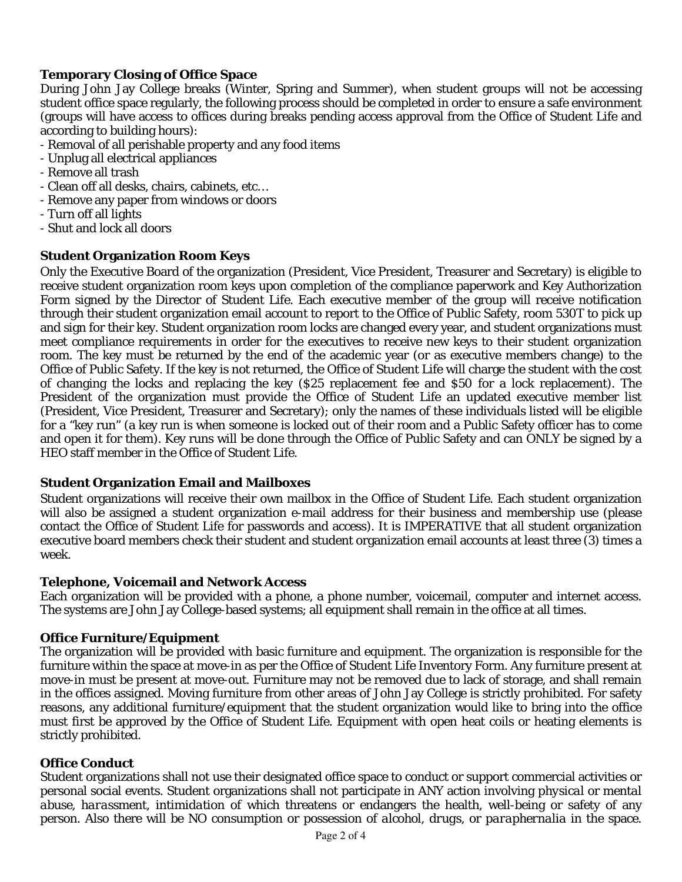**Temporary Closing of Office Space**

During John Jay College breaks (Winter, Spring and Summer), when student groups will not be accessing student office space regularly, the following process should be completed in order to ensure a safe environment (groups will have access to offices during breaks pending access approval from the Office of Student Life and according to building hours):

- Removal of all perishable property and any food items
- Unplug all electrical appliances
- Remove all trash
- Clean off all desks, chairs, cabinets, etc…
- Remove any paper from windows or doors
- Turn off all lights
- Shut and lock all doors

**Student Organization Room Keys**

Only the Executive Board of the organization (President, Vice President, Treasurer and Secretary) is eligible to receive student organization room keys upon completion of the compliance paperwork and Key Authorization Form signed by the Director of Student Life. Each executive member of the group will receive notification through their student organization email account to report to the Office of Public Safety, room 530T to pick up and sign for their key. Student organization room locks are changed every year, and student organizations must meet compliance requirements in order for the executives to receive new keys to their student organization room. The key must be returned by the end of the academic year (or as executive members change) to the Office of Public Safety. If the key is not returned, the Office of Student Life will charge the student with the cost of changing the locks and replacing the key ($25 replacement fee and $50 for a lock replacement). The President of the organization must provide the Office of Student Life an updated executive member list (President, Vice President, Treasurer and Secretary); only the names of these individuals listed will be eligible for a "key run" (a key run is when someone is locked out of their room and a Public Safety officer has to come and open it for them). Key runs will be done through the Office of Public Safety and can ONLY be signed by a HEO staff member in the Office of Student Life.

**Student Organization Email and Mailboxes**

Student organizations will receive their own mailbox in the Office of Student Life. Each student organization will also be assigned a student organization e-mail address for their business and membership use (please contact the Office of Student Life for passwords and access). It is IMPERATIVE that all student organization executive board members check their student and student organization email accounts at least three (3) times a week.

**Telephone, Voicemail and Network Access**

Each organization will be provided with a phone, a phone number, voicemail, computer and internet access. The systems are John Jay College-based systems; all equipment shall remain in the office at all times.

**Office Furniture/Equipment**

The organization will be provided with basic furniture and equipment. The organization is responsible for the furniture within the space at move-in as per the Office of Student Life Inventory Form. Any furniture present at move-in must be present at move-out. Furniture may not be removed due to lack of storage, and shall remain in the offices assigned. Moving furniture from other areas of John Jay College is strictly prohibited. For safety reasons, any additional furniture/equipment that the student organization would like to bring into the office must first be approved by the Office of Student Life. Equipment with open heat coils or heating elements is strictly prohibited.

**Office Conduct**

Student organizations shall not use their designated office space to conduct or support commercial activities or personal social events. Student organizations shall not participate in ANY action involving *physical or mental abuse, harassment, intimidation of which threatens or endangers the health, well-being or safety of any person*. Also there will be NO consumption or possession of *alcohol, drugs, or paraphernalia* in the space.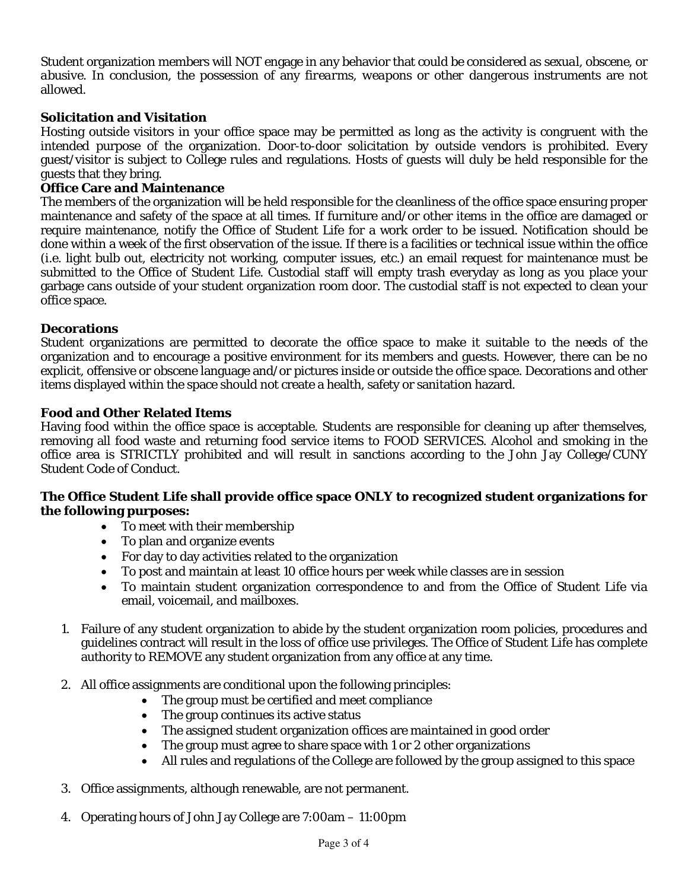Student organization members will NOT engage in any behavior that could be considered as sexual, obscene, or abusive. In conclusion, the possession of any firearms, weapons or other dangerous instruments are not allowed.

**Solicitation and Visitation**

Hosting outside visitors in your office space may be permitted as long as the activity is congruent with the intended purpose of the organization. Door-to-door solicitation by outside vendors is prohibited. Every guest/visitor is subject to College rules and regulations. Hosts of guests will duly be held responsible for the guests that they bring.

**Office Care and Maintenance**

The members of the organization will be held responsible for the cleanliness of the office space ensuring proper maintenance and safety of the space at all times. If furniture and/or other items in the office are damaged or require maintenance, notify the Office of Student Life for a work order to be issued. Notification should be done within a week of the first observation of the issue. If there is a facilities or technical issue within the office (i.e. light bulb out, electricity not working, computer issues, etc.) an email request for maintenance must be submitted to the Office of Student Life. Custodial staff will empty trash everyday as long as you place your garbage cans outside of your student organization room door. The custodial staff is not expected to clean your office space.

**Decorations**

Student organizations are permitted to decorate the office space to make it suitable to the needs of the organization and to encourage a positive environment for its members and guests. However, there can be no explicit, offensive or obscene language and/or pictures inside or outside the office space. Decorations and other items displayed within the space should not create a health, safety or sanitation hazard.

**Food and Other Related Items**

Having food within the office space is acceptable. Students are responsible for cleaning up after themselves, removing all food waste and returning food service items to FOOD SERVICES. Alcohol and smoking in the office area is STRICTLY prohibited and will result in sanctions according to the John Jay College/CUNY Student Code of Conduct.

**The Office Student Life shall provide office space ONLY to recognized student organizations for the following purposes:**

- To meet with their membership
- To plan and organize events
- For day to day activities related to the organization
- To post and maintain at least 10 office hours per week while classes are in session
- To maintain student organization correspondence to and from the Office of Student Life via email, voicemail, and mailboxes.

1. Failure of any student organization to abide by the student organization room policies, procedures and guidelines contract will result in the loss of office use privileges. The Office of Student Life has complete authority to REMOVE any student organization from any office at any time.

2. All office assignments are conditional upon the following principles:
   - The group must be certified and meet compliance
   - The group continues its active status
   - The assigned student organization offices are maintained in good order
   - The group must agree to share space with 1 or 2 other organizations
   - All rules and regulations of the College are followed by the group assigned to this space

3. Office assignments, although renewable, are not permanent.

4. Operating hours of John Jay College are 7:00am – 11:00pm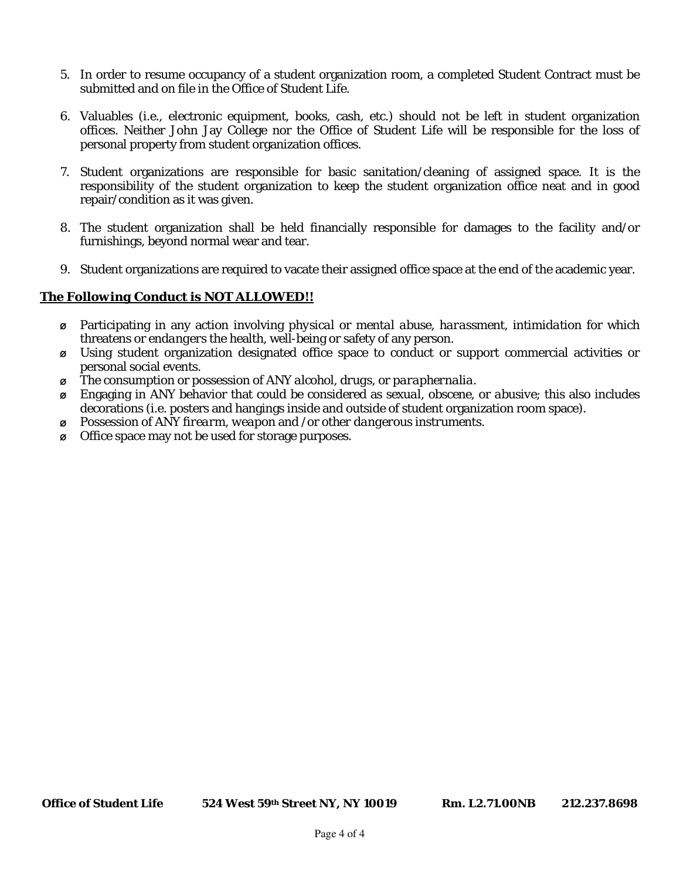5. In order to resume occupancy of a student organization room, a completed Student Contract must be submitted and on file in the Office of Student Life.

6. Valuables (i.e., electronic equipment, books, cash, etc.) should not be left in student organization offices. Neither John Jay College nor the Office of Student Life will be responsible for the loss of personal property from student organization offices.

7. Student organizations are responsible for basic sanitation/cleaning of assigned space. It is the responsibility of the student organization to keep the student organization office neat and in good repair/condition as it was given.

8. The student organization shall be held financially responsible for damages to the facility and/or furnishings, beyond normal wear and tear.

9. Student organizations are required to vacate their assigned office space at the end of the academic year.

**The Following Conduct is NOT ALLOWED!!**

- Participating in any action involving *physical or mental abuse, harassment, intimidation* for which threatens or *endangers* the health, well-being or safety of any person.
- Using student organization designated office space to conduct or support commercial activities or personal social events.
- The consumption or possession of ANY *alcohol, drugs, or paraphernalia.*
- Engaging in ANY behavior that could be considered as *sexual, obscene, or abusive*; this also includes decorations (i.e. posters and hangings inside and outside of student organization room space).
- Possession of ANY *firearm, weapon and /or other dangerous instruments.*
- Office space may not be used for storage purposes.

**Office of Student Life 524 West 59th Street NY, NY 10019 Rm. L2.71.00NB 212.237.8698**